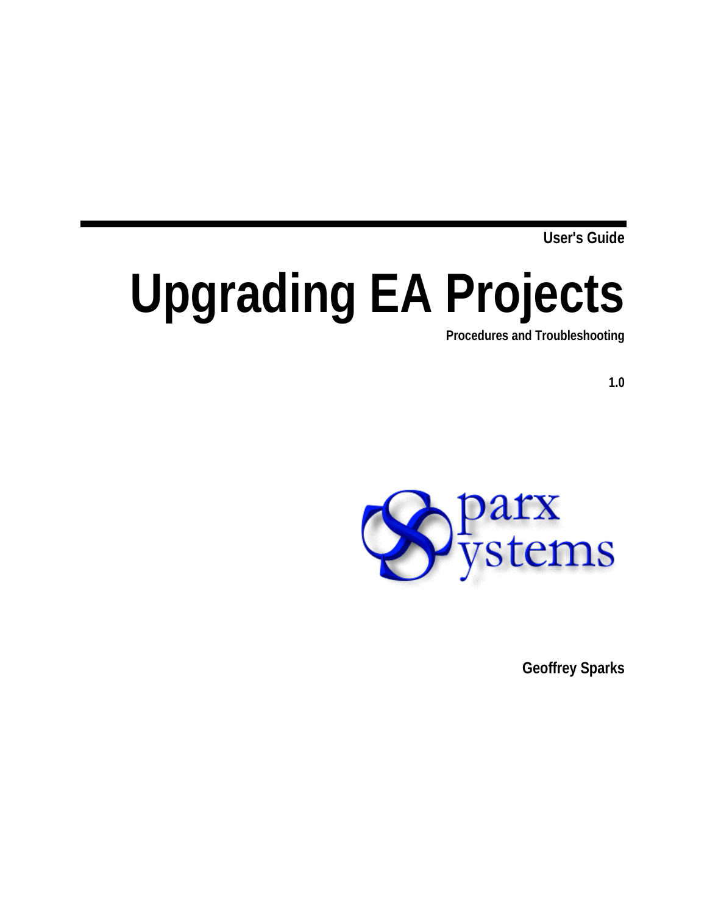User's Guide

# Upgrading EA Projects

**Procedures and Troubleshooting**

**1.0**

**Geoffrey Sparks**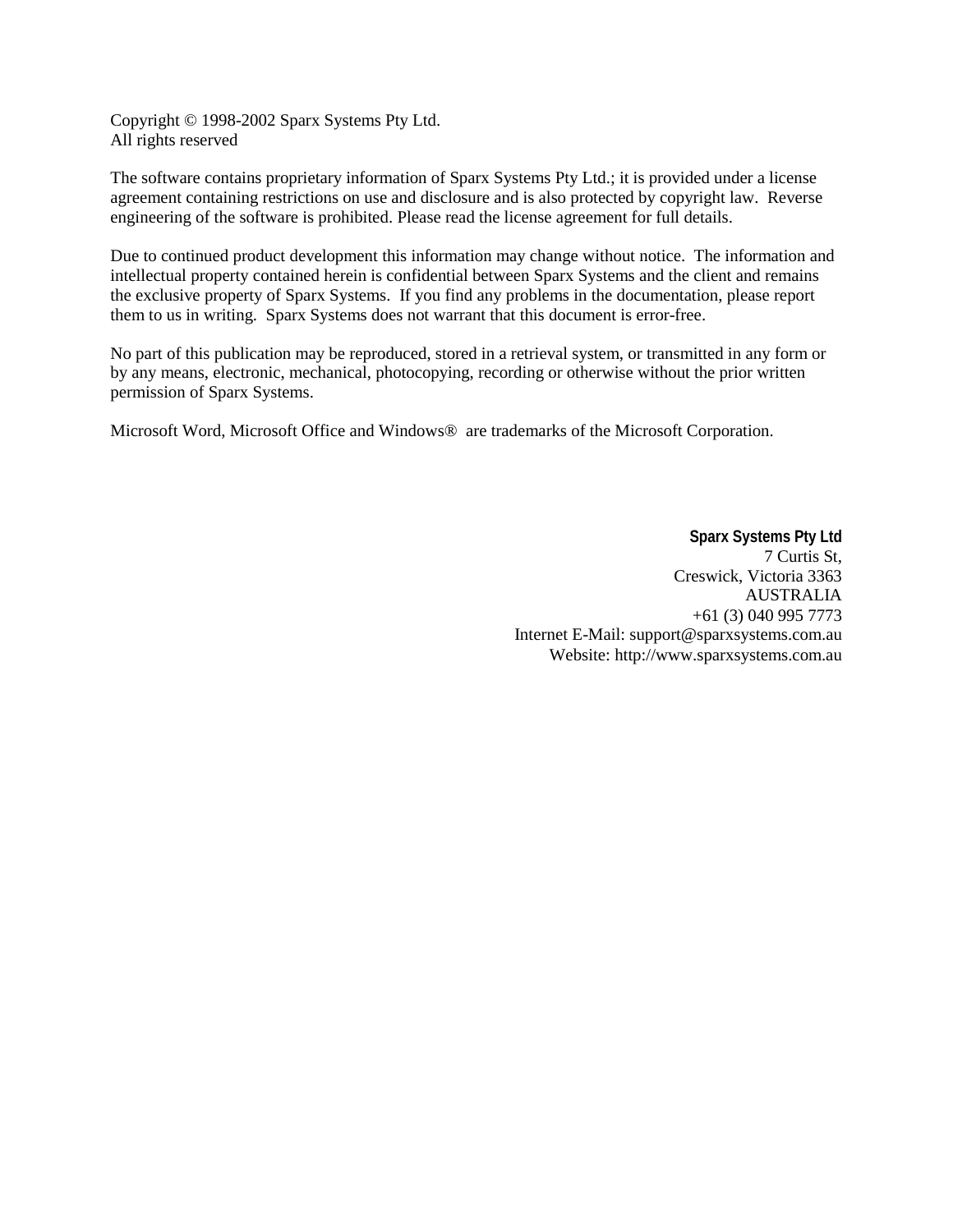Copyright © 1998-2002 Sparx Systems Pty Ltd.
All rights reserved

The software contains proprietary information of Sparx Systems Pty Ltd.; it is provided under a license agreement containing restrictions on use and disclosure and is also protected by copyright law. Reverse engineering of the software is prohibited. Please read the license agreement for full details.

Due to continued product development this information may change without notice. The information and intellectual property contained herein is confidential between Sparx Systems and the client and remains the exclusive property of Sparx Systems. If you find any problems in the documentation, please report them to us in writing. Sparx Systems does not warrant that this document is error-free.

No part of this publication may be reproduced, stored in a retrieval system, or transmitted in any form or by any means, electronic, mechanical, photocopying, recording or otherwise without the prior written permission of Sparx Systems.

Microsoft Word, Microsoft Office and Windows® are trademarks of the Microsoft Corporation.

**Sparx Systems Pty Ltd**
7 Curtis St,
Creswick, Victoria 3363
AUSTRALIA
+61 (3) 040 995 7773
Internet E-Mail: support@sparxsystems.com.au
Website: http://www.sparxsystems.com.au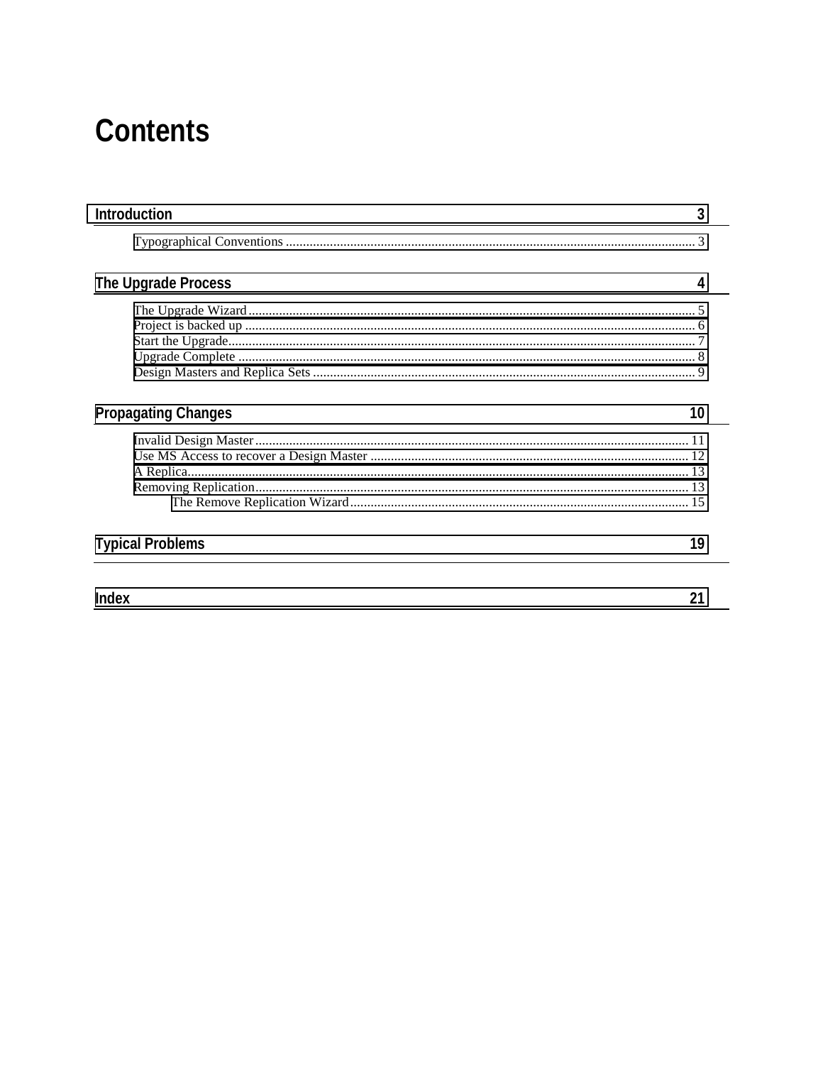# Contents

**Introduction** 3

Typographical Conventions ........................................ 3

**The Upgrade Process** 4

The Upgrade Wizard ........................................ 5
Project is backed up ........................................ 6
Start the Upgrade ........................................ 7
Upgrade Complete ........................................ 8
Design Masters and Replica Sets ........................................ 9

**Propagating Changes** 10

Invalid Design Master ........................................ 11
Use MS Access to recover a Design Master ........................................ 12
A Replica ........................................ 13
Removing Replication ........................................ 13
    The Remove Replication Wizard ........................................ 15

**Typical Problems** 19

**Index** 21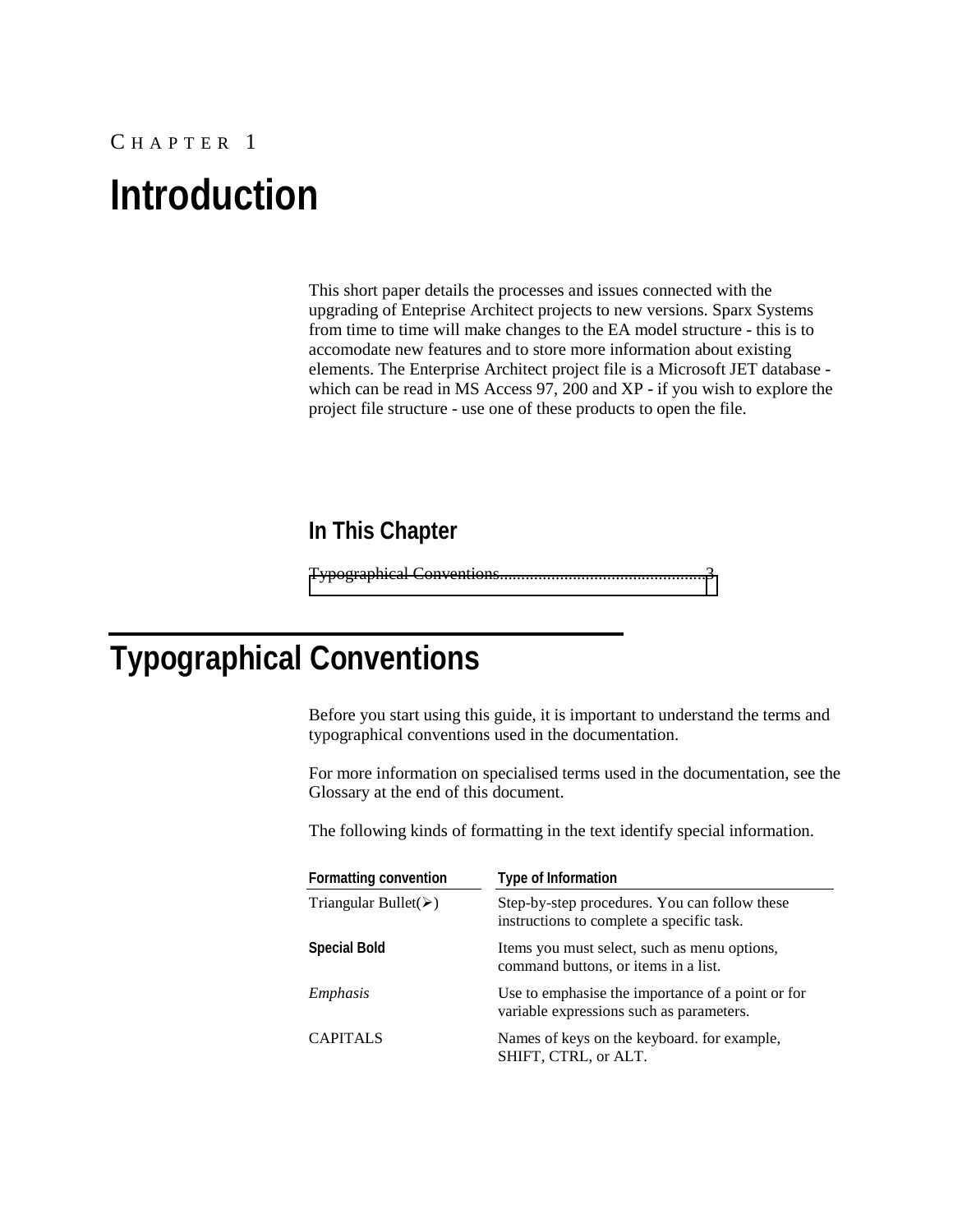CHAPTER 1

# Introduction

This short paper details the processes and issues connected with the upgrading of Enteprise Architect projects to new versions. Sparx Systems from time to time will make changes to the EA model structure - this is to accomodate new features and to store more information about existing elements. The Enterprise Architect project file is a Microsoft JET database - which can be read in MS Access 97, 200 and XP - if you wish to explore the project file structure - use one of these products to open the file.

### In This Chapter

Typographical Conventions............................................... 3

## Typographical Conventions

Before you start using this guide, it is important to understand the terms and typographical conventions used in the documentation.

For more information on specialised terms used in the documentation, see the Glossary at the end of this document.

The following kinds of formatting in the text identify special information.

| Formatting convention | Type of Information |
|---|---|
| Triangular Bullet(➢) | Step-by-step procedures. You can follow these instructions to complete a specific task. |
| **Special Bold** | Items you must select, such as menu options, command buttons, or items in a list. |
| *Emphasis* | Use to emphasise the importance of a point or for variable expressions such as parameters. |
| CAPITALS | Names of keys on the keyboard. for example, SHIFT, CTRL, or ALT. |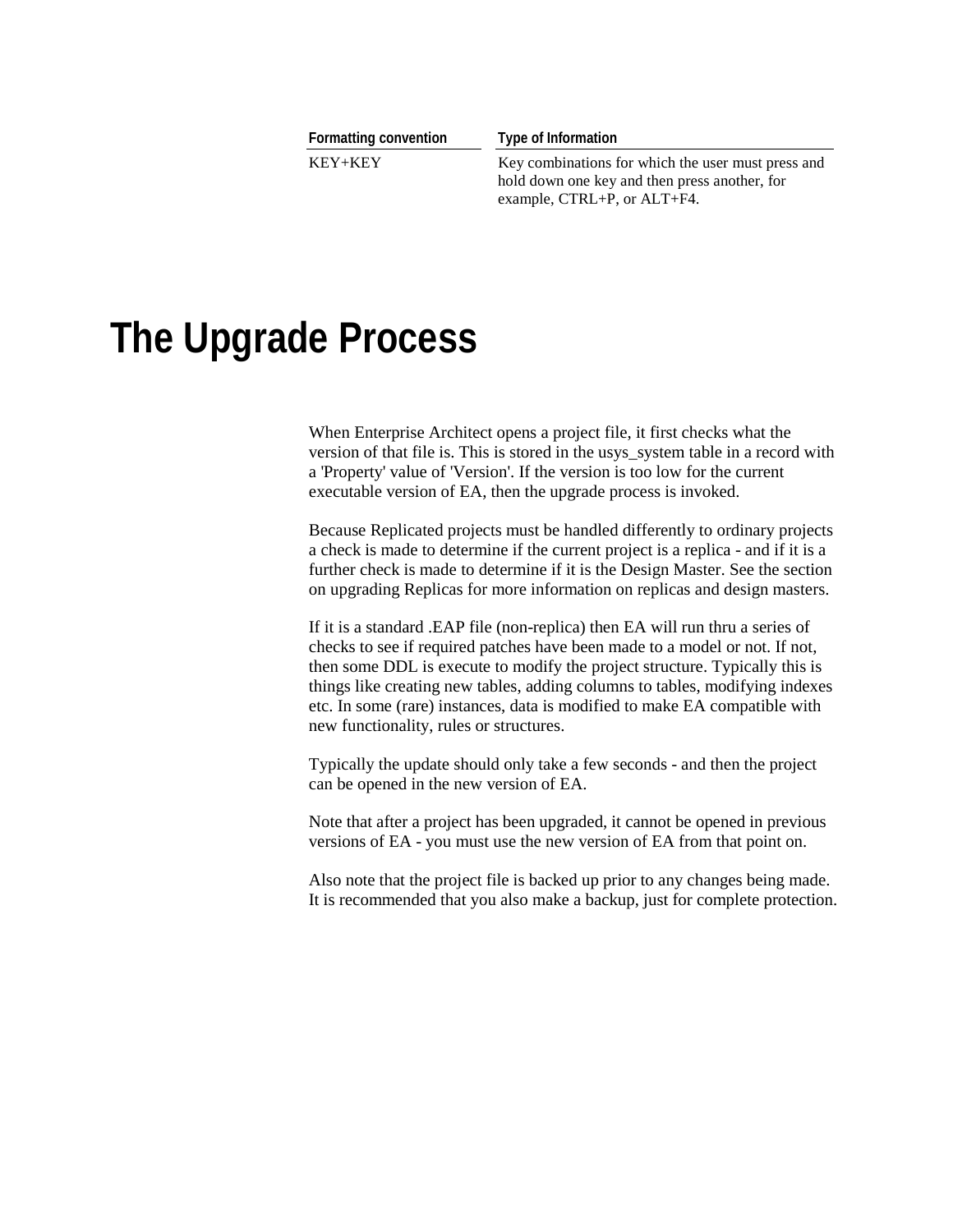| Formatting convention | Type of Information |
| --- | --- |
| KEY+KEY | Key combinations for which the user must press and hold down one key and then press another, for example, CTRL+P, or ALT+F4. |

# The Upgrade Process

When Enterprise Architect opens a project file, it first checks what the version of that file is. This is stored in the usys_system table in a record with a 'Property' value of 'Version'. If the version is too low for the current executable version of EA, then the upgrade process is invoked.

Because Replicated projects must be handled differently to ordinary projects a check is made to determine if the current project is a replica - and if it is a further check is made to determine if it is the Design Master. See the section on upgrading Replicas for more information on replicas and design masters.

If it is a standard .EAP file (non-replica) then EA will run thru a series of checks to see if required patches have been made to a model or not. If not, then some DDL is execute to modify the project structure. Typically this is things like creating new tables, adding columns to tables, modifying indexes etc. In some (rare) instances, data is modified to make EA compatible with new functionality, rules or structures.

Typically the update should only take a few seconds - and then the project can be opened in the new version of EA.

Note that after a project has been upgraded, it cannot be opened in previous versions of EA - you must use the new version of EA from that point on.

Also note that the project file is backed up prior to any changes being made. It is recommended that you also make a backup, just for complete protection.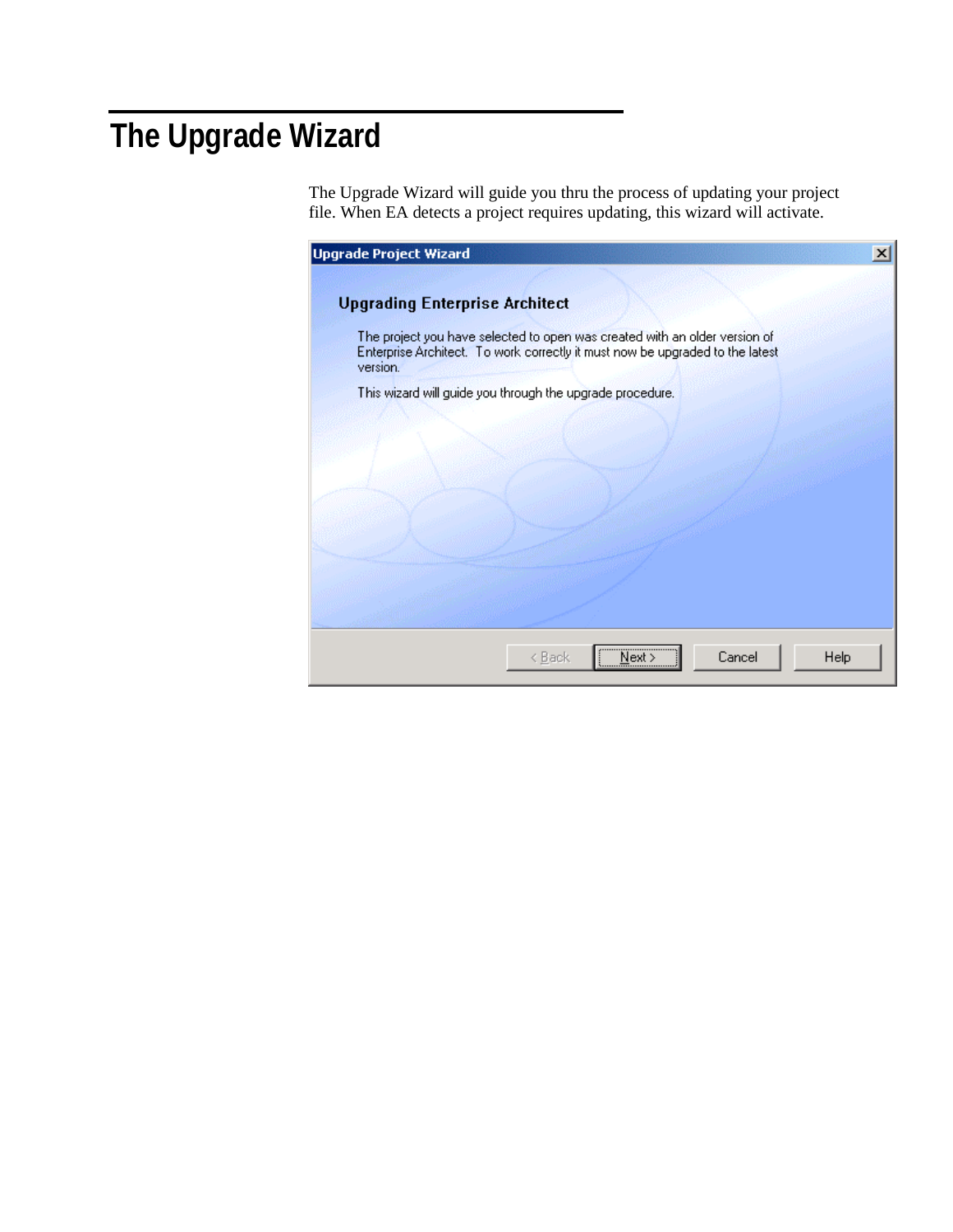# The Upgrade Wizard

The Upgrade Wizard will guide you thru the process of updating your project file. When EA detects a project requires updating, this wizard will activate.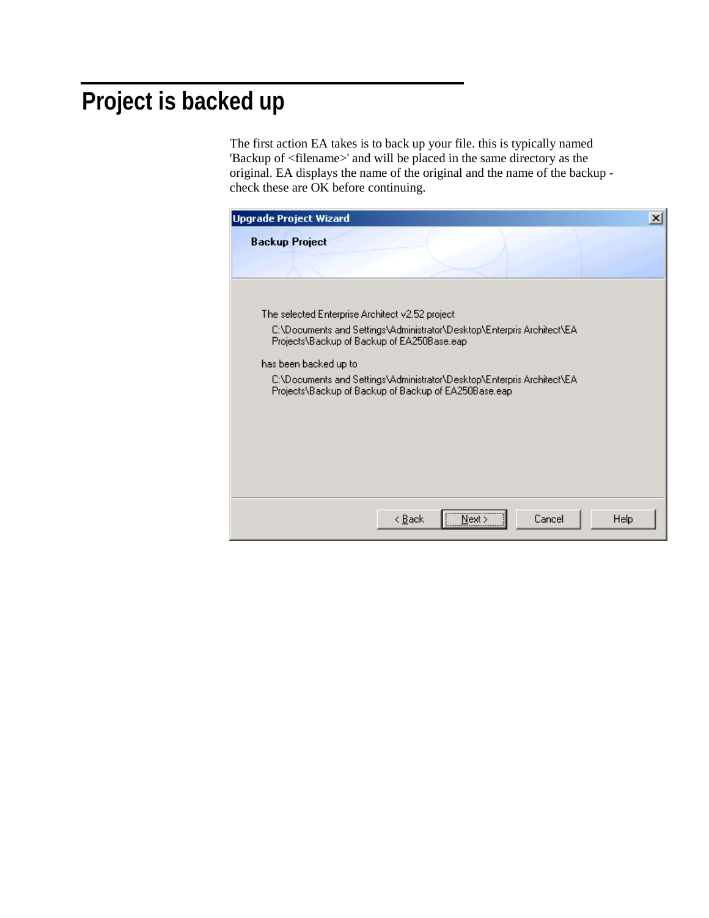# Project is backed up

The first action EA takes is to back up your file. this is typically named 'Backup of <filename>' and will be placed in the same directory as the original. EA displays the name of the original and the name of the backup - check these are OK before continuing.

**Upgrade Project Wizard**

**Backup Project**

The selected Enterprise Architect v2.52 project

C:\Documents and Settings\Administrator\Desktop\Enterpris Architect\EA Projects\Backup of Backup of EA250Base.eap

has been backed up to

C:\Documents and Settings\Administrator\Desktop\Enterpris Architect\EA Projects\Backup of Backup of Backup of EA250Base.eap

< Back | Next > | Cancel | Help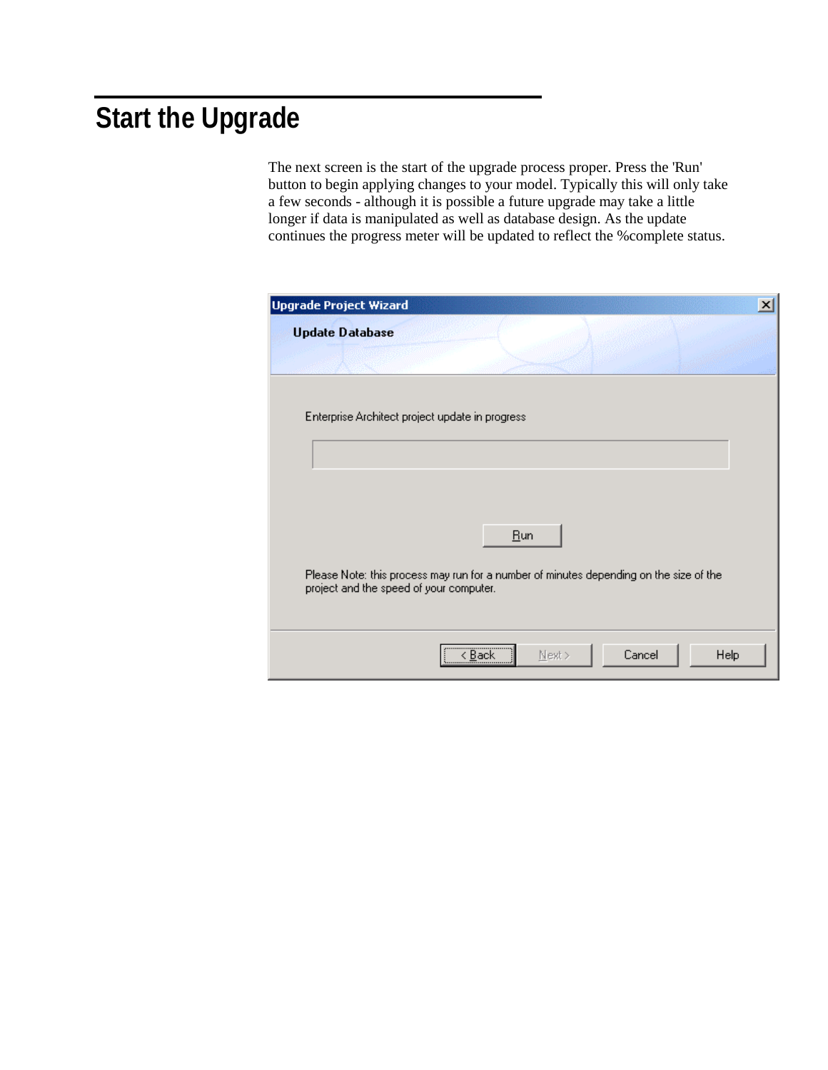# Start the Upgrade

The next screen is the start of the upgrade process proper. Press the 'Run' button to begin applying changes to your model. Typically this will only take a few seconds - although it is possible a future upgrade may take a little longer if data is manipulated as well as database design. As the update continues the progress meter will be updated to reflect the %complete status.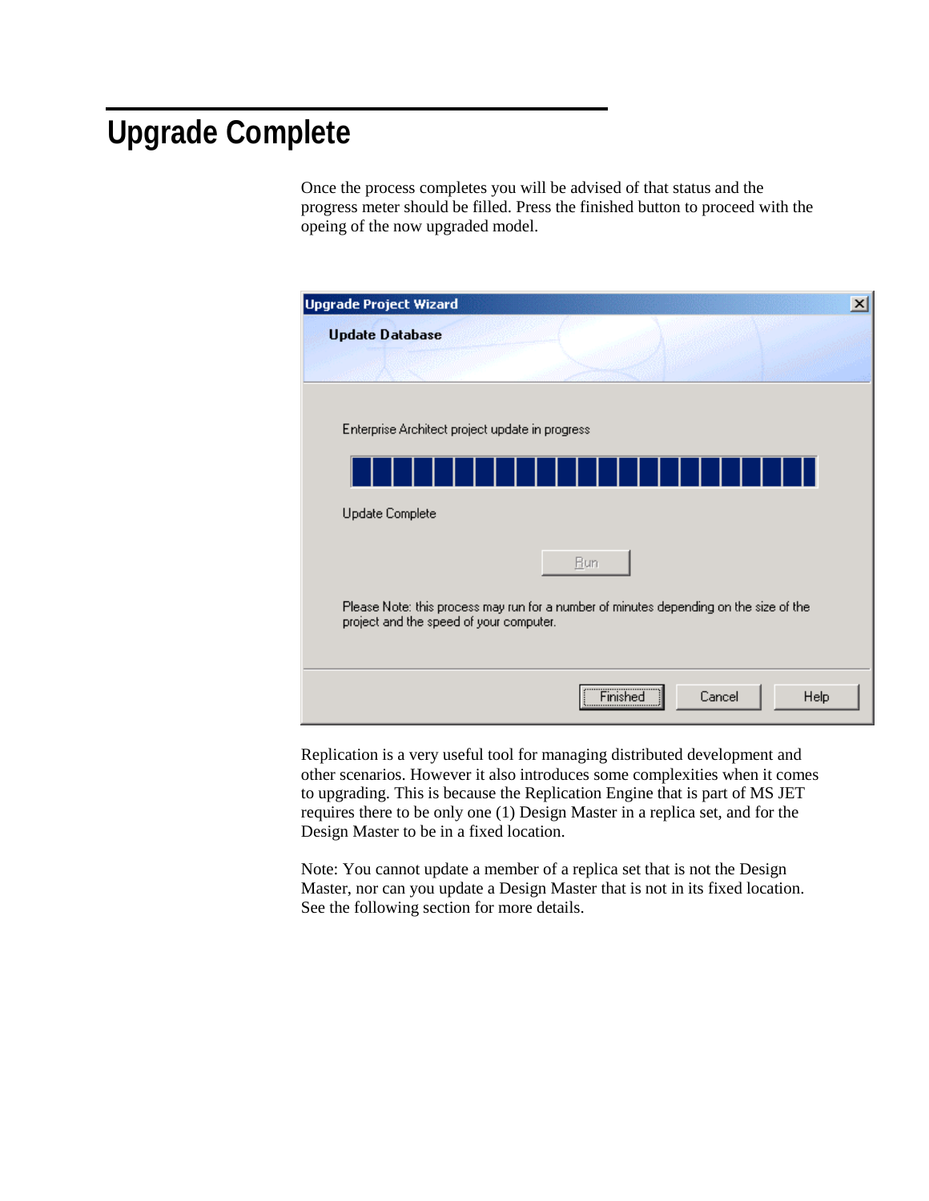# Upgrade Complete

Once the process completes you will be advised of that status and the progress meter should be filled. Press the finished button to proceed with the opeing of the now upgraded model.

Replication is a very useful tool for managing distributed development and other scenarios. However it also introduces some complexities when it comes to upgrading. This is because the Replication Engine that is part of MS JET requires there to be only one (1) Design Master in a replica set, and for the Design Master to be in a fixed location.

Note: You cannot update a member of a replica set that is not the Design Master, nor can you update a Design Master that is not in its fixed location. See the following section for more details.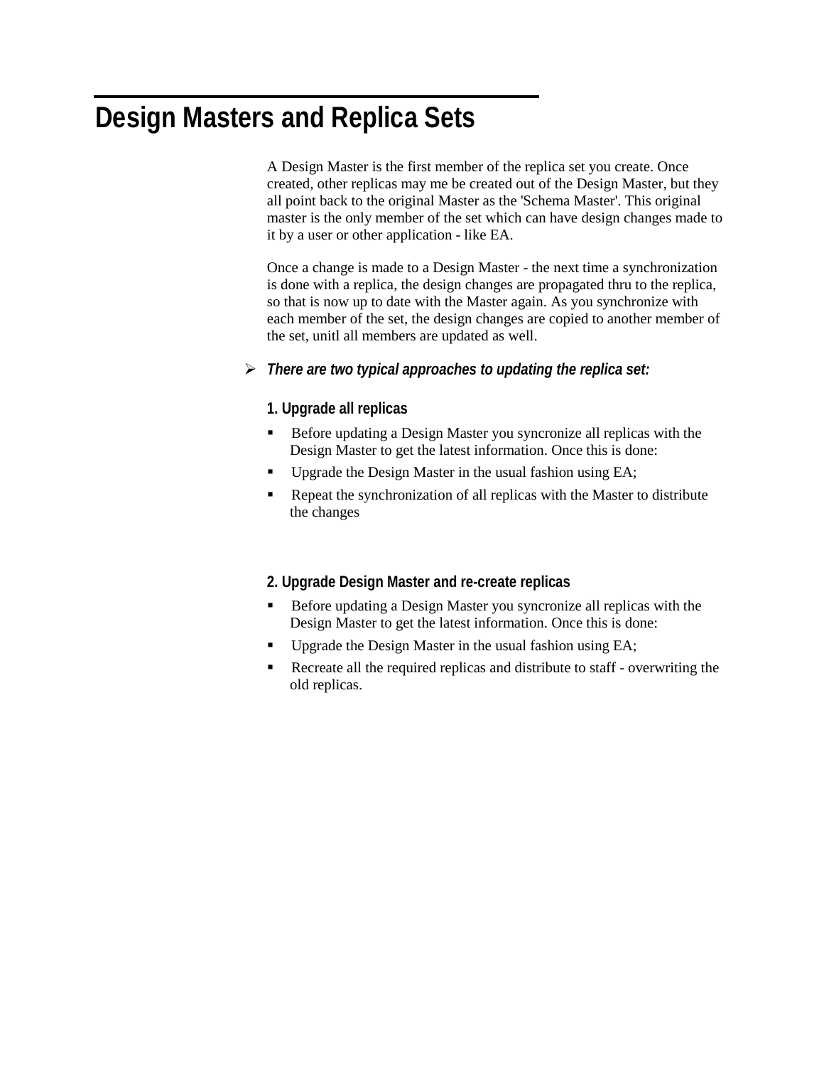# Design Masters and Replica Sets

A Design Master is the first member of the replica set you create. Once created, other replicas may me be created out of the Design Master, but they all point back to the original Master as the 'Schema Master'. This original master is the only member of the set which can have design changes made to it by a user or other application - like EA.

Once a change is made to a Design Master - the next time a synchronization is done with a replica, the design changes are propagated thru to the replica, so that is now up to date with the Master again. As you synchronize with each member of the set, the design changes are copied to another member of the set, unitl all members are updated as well.

- ***There are two typical approaches to updating the replica set:***

**1. Upgrade all replicas**

- Before updating a Design Master you syncronize all replicas with the Design Master to get the latest information. Once this is done:
- Upgrade the Design Master in the usual fashion using EA;
- Repeat the synchronization of all replicas with the Master to distribute the changes

**2. Upgrade Design Master and re-create replicas**

- Before updating a Design Master you syncronize all replicas with the Design Master to get the latest information. Once this is done:
- Upgrade the Design Master in the usual fashion using EA;
- Recreate all the required replicas and distribute to staff - overwriting the old replicas.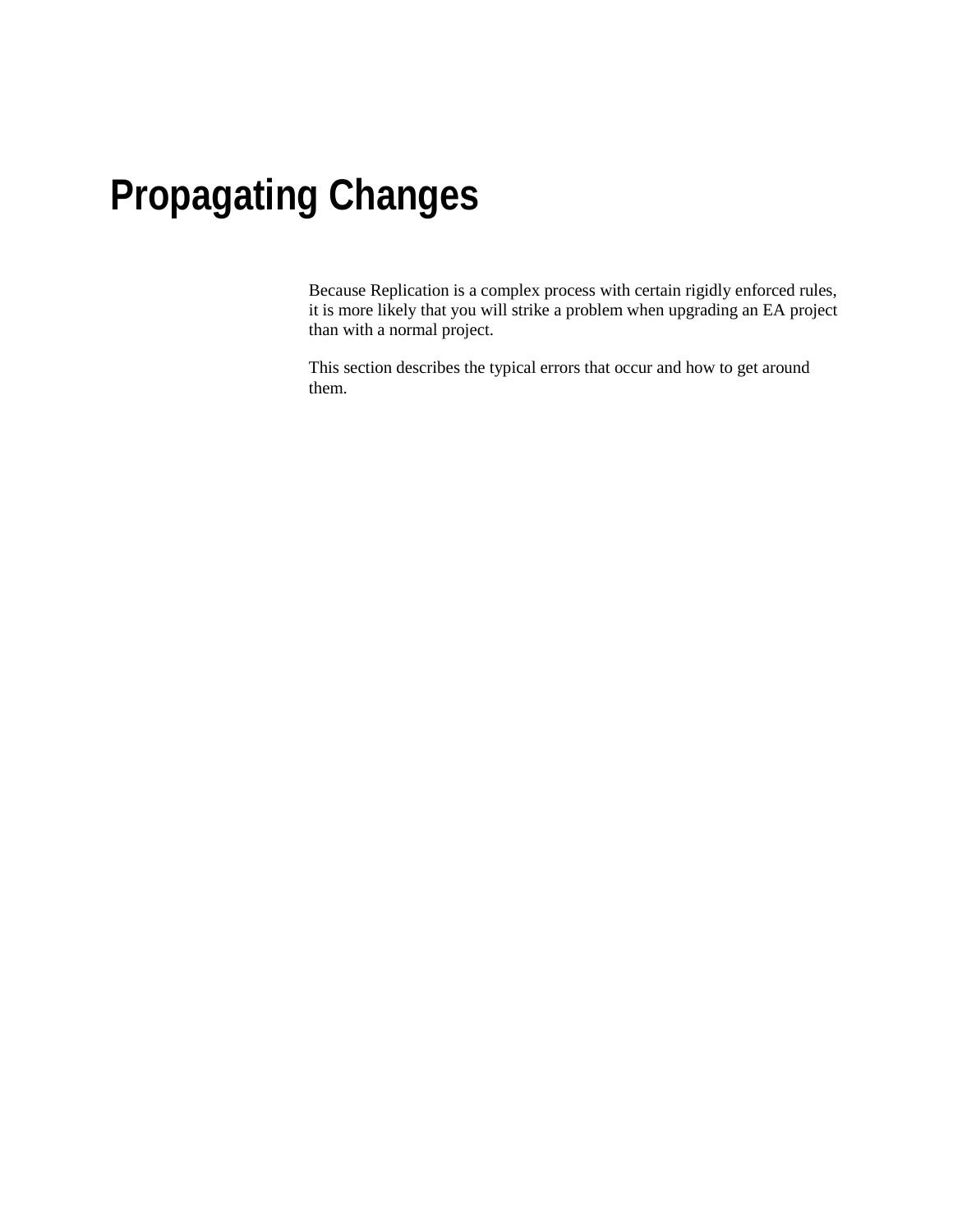# Propagating Changes

Because Replication is a complex process with certain rigidly enforced rules, it is more likely that you will strike a problem when upgrading an EA project than with a normal project.

This section describes the typical errors that occur and how to get around them.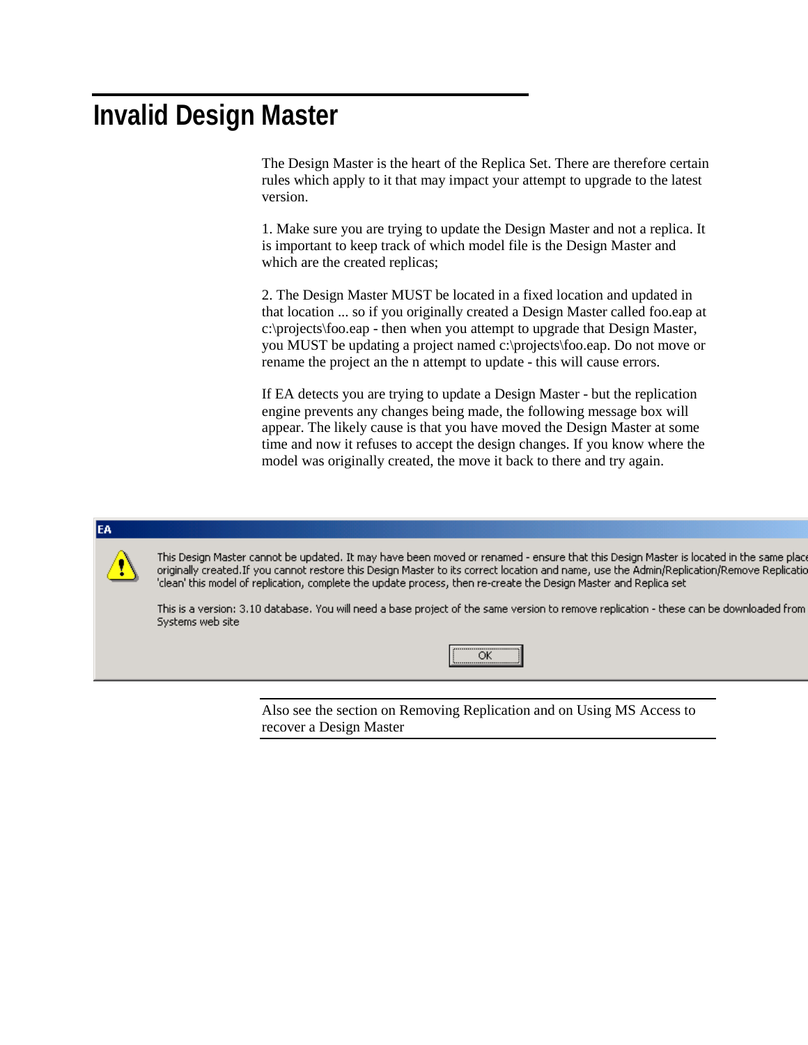# Invalid Design Master

The Design Master is the heart of the Replica Set. There are therefore certain rules which apply to it that may impact your attempt to upgrade to the latest version.

1. Make sure you are trying to update the Design Master and not a replica. It is important to keep track of which model file is the Design Master and which are the created replicas;

2. The Design Master MUST be located in a fixed location and updated in that location ... so if you originally created a Design Master called foo.eap at c:\projects\foo.eap - then when you attempt to upgrade that Design Master, you MUST be updating a project named c:\projects\foo.eap. Do not move or rename the project an the n attempt to update - this will cause errors.

If EA detects you are trying to update a Design Master - but the replication engine prevents any changes being made, the following message box will appear. The likely cause is that you have moved the Design Master at some time and now it refuses to accept the design changes. If you know where the model was originally created, the move it back to there and try again.

EA

This Design Master cannot be updated. It may have been moved or renamed - ensure that this Design Master is located in the same place originally created.If you cannot restore this Design Master to its correct location and name, use the Admin/Replication/Remove Replicatio 'clean' this model of replication, complete the update process, then re-create the Design Master and Replica set

This is a version: 3.10 database. You will need a base project of the same version to remove replication - these can be downloaded from Systems web site

OK

Also see the section on Removing Replication and on Using MS Access to recover a Design Master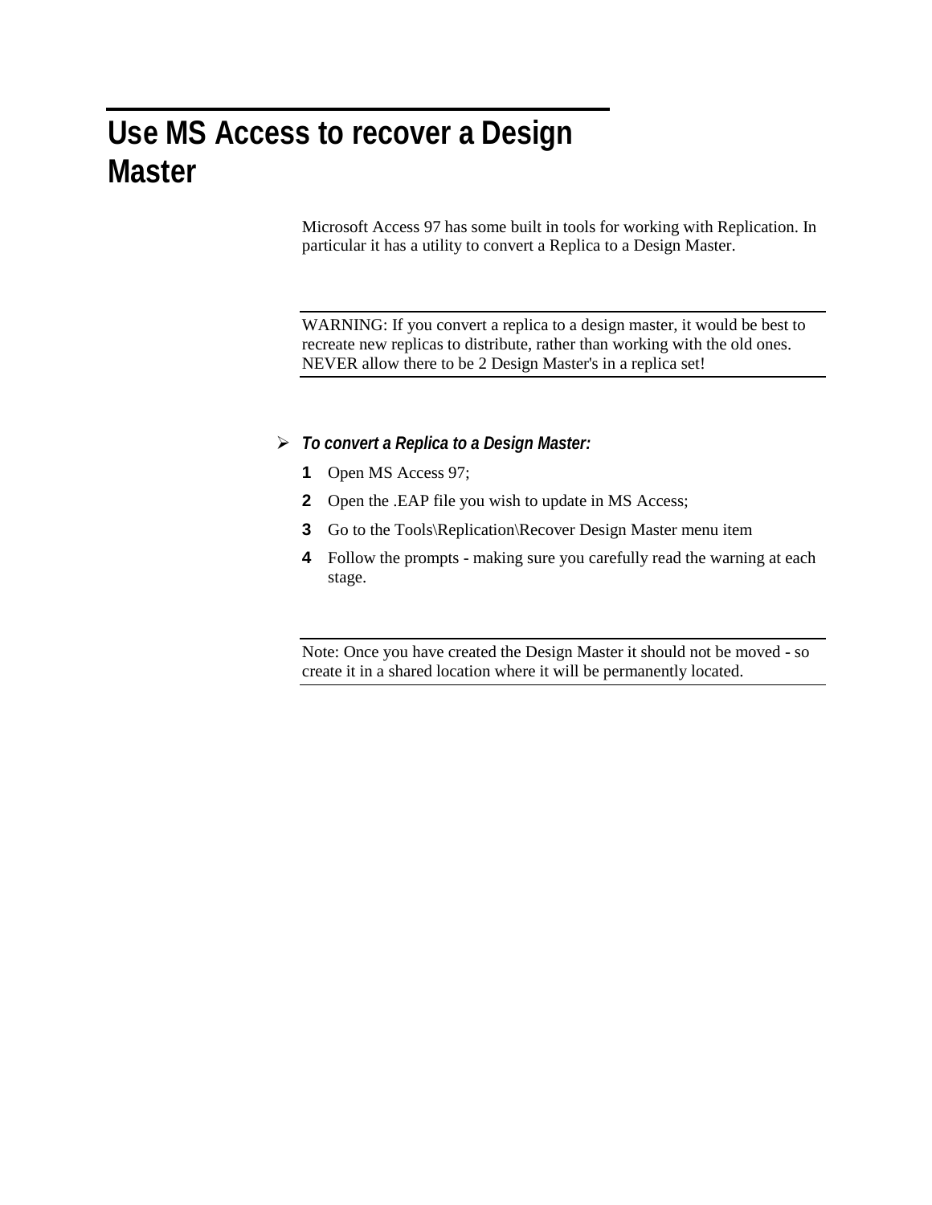# Use MS Access to recover a Design Master

Microsoft Access 97 has some built in tools for working with Replication. In particular it has a utility to convert a Replica to a Design Master.

WARNING: If you convert a replica to a design master, it would be best to recreate new replicas to distribute, rather than working with the old ones. NEVER allow there to be 2 Design Master's in a replica set!

➢ ***To convert a Replica to a Design Master:***

1. Open MS Access 97;
2. Open the .EAP file you wish to update in MS Access;
3. Go to the Tools\Replication\Recover Design Master menu item
4. Follow the prompts - making sure you carefully read the warning at each stage.

Note: Once you have created the Design Master it should not be moved - so create it in a shared location where it will be permanently located.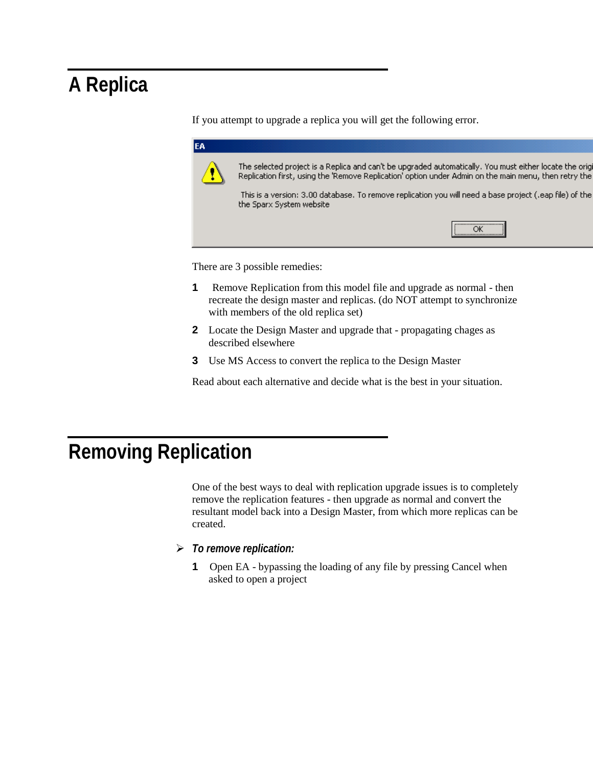# A Replica

If you attempt to upgrade a replica you will get the following error.

There are 3 possible remedies:

1. Remove Replication from this model file and upgrade as normal - then recreate the design master and replicas. (do NOT attempt to synchronize with members of the old replica set)
2. Locate the Design Master and upgrade that - propagating chages as described elsewhere
3. Use MS Access to convert the replica to the Design Master

Read about each alternative and decide what is the best in your situation.

# Removing Replication

One of the best ways to deal with replication upgrade issues is to completely remove the replication features - then upgrade as normal and convert the resultant model back into a Design Master, from which more replicas can be created.

➢ ***To remove replication:***

1. Open EA - bypassing the loading of any file by pressing Cancel when asked to open a project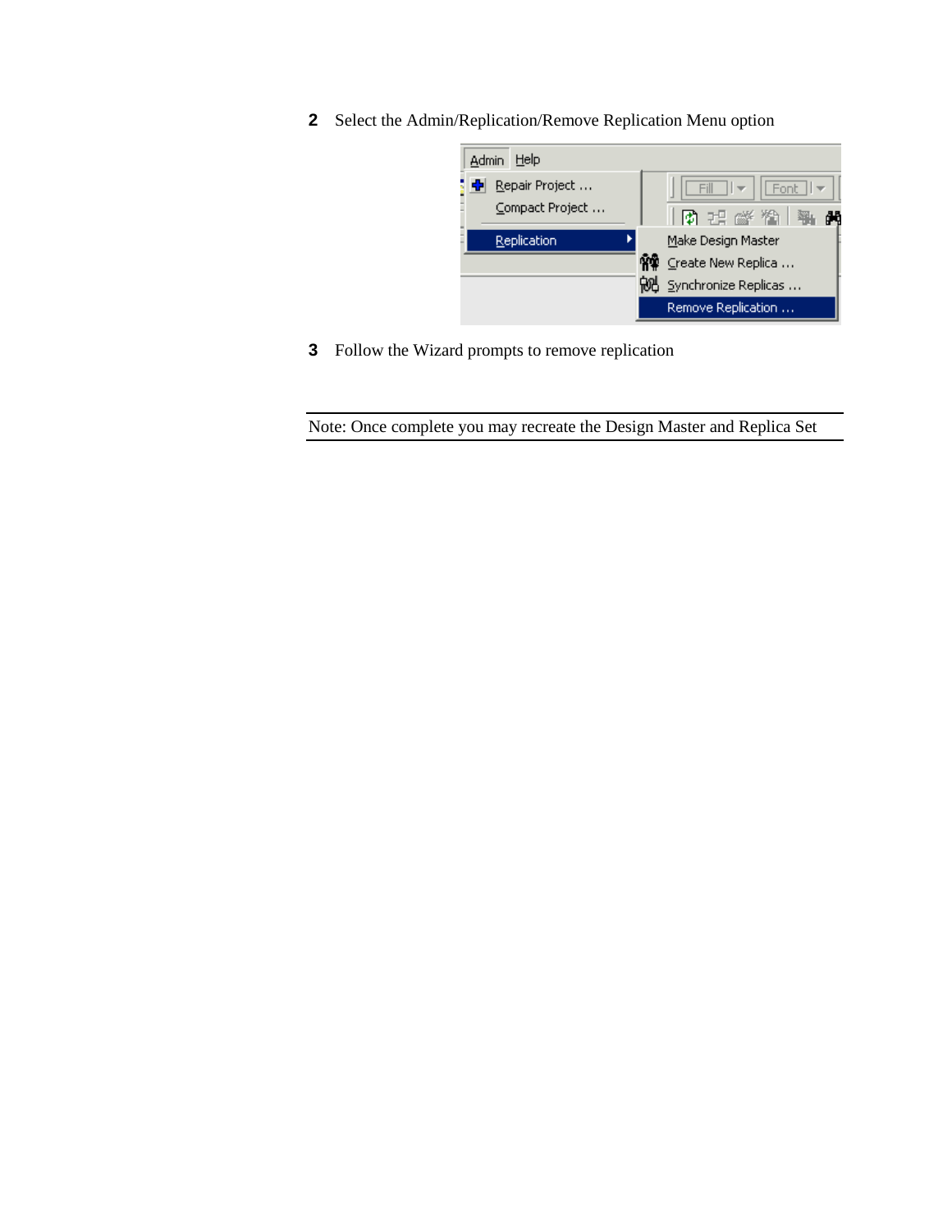2 Select the Admin/Replication/Remove Replication Menu option

3 Follow the Wizard prompts to remove replication

---

Note: Once complete you may recreate the Design Master and Replica Set

---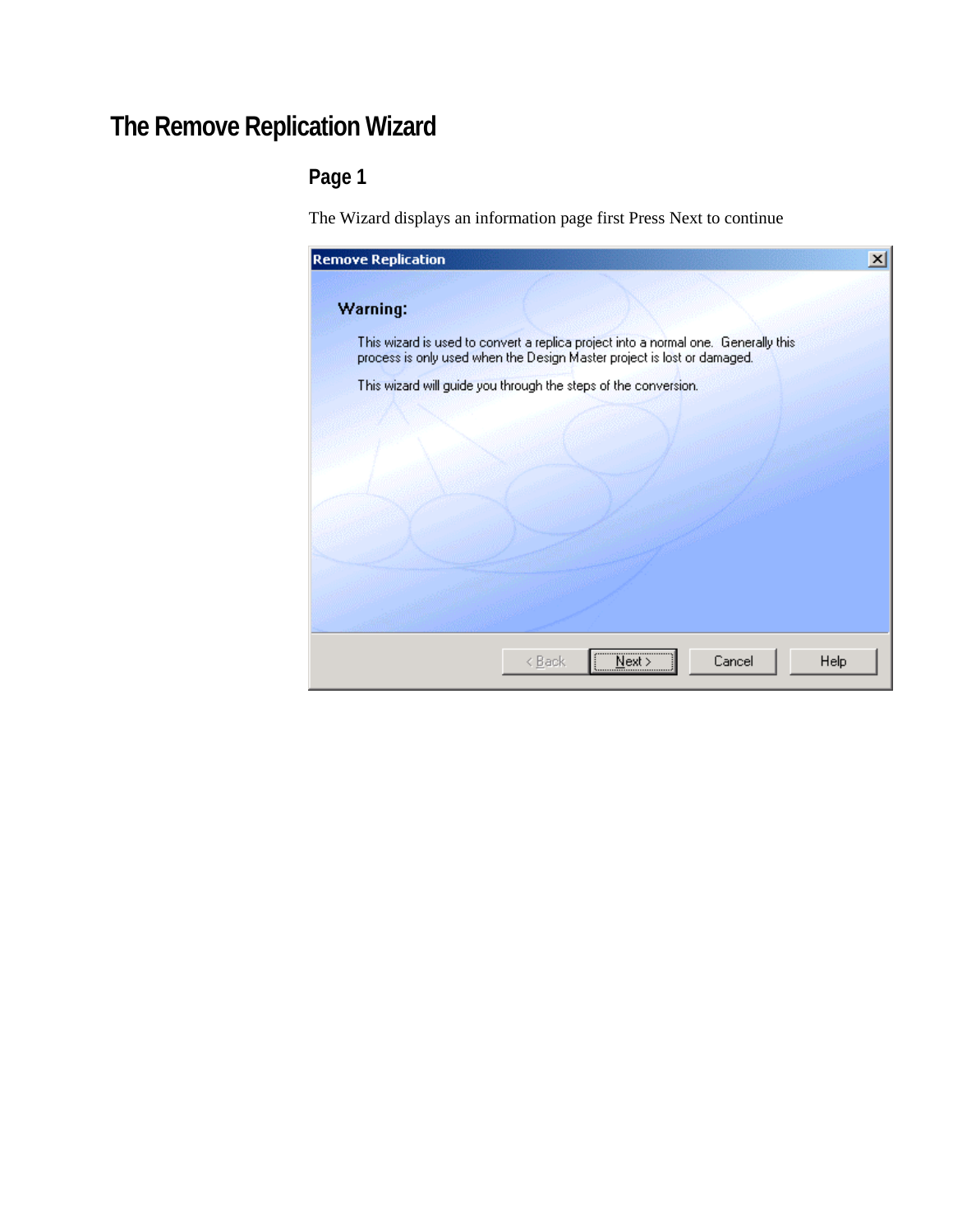# The Remove Replication Wizard

## Page 1

The Wizard displays an information page first Press Next to continue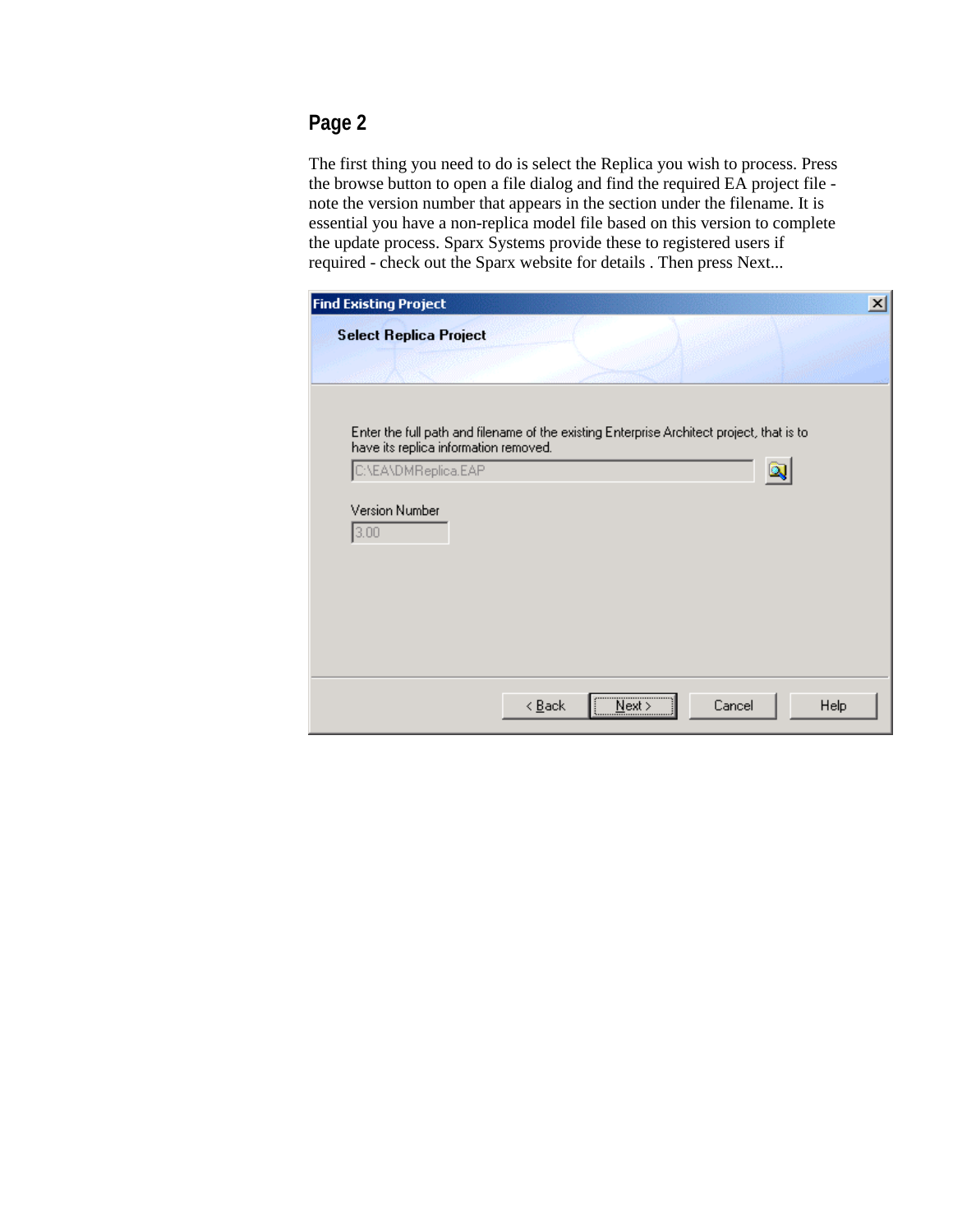## Page 2

The first thing you need to do is select the Replica you wish to process. Press the browse button to open a file dialog and find the required EA project file - note the version number that appears in the section under the filename. It is essential you have a non-replica model file based on this version to complete the update process. Sparx Systems provide these to registered users if required - check out the Sparx website for details . Then press Next...

**Find Existing Project**

**Select Replica Project**

Enter the full path and filename of the existing Enterprise Architect project, that is to have its replica information removed.

C:\EA\DMReplica.EAP

Version Number

3.00

< Back | Next > | Cancel | Help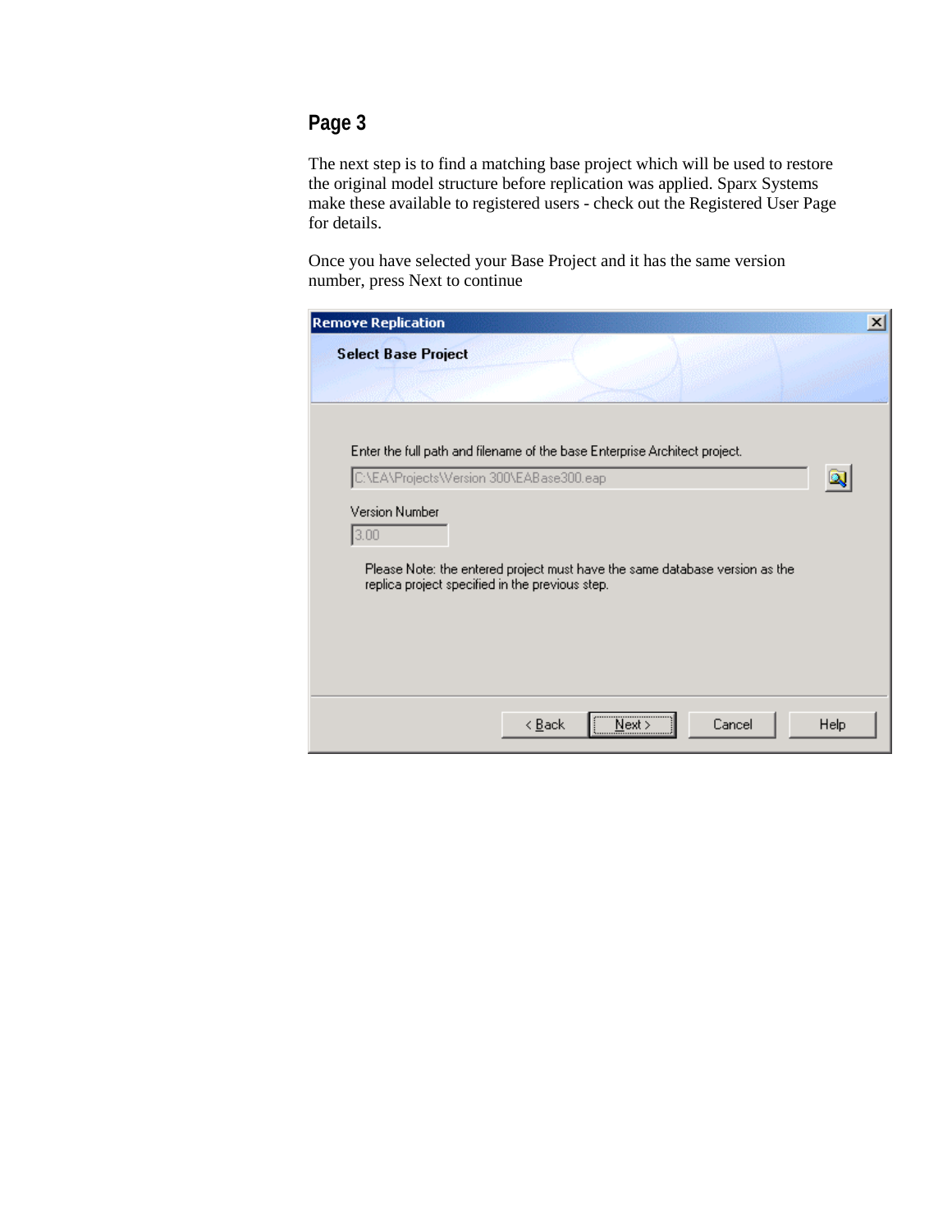## Page 3

The next step is to find a matching base project which will be used to restore the original model structure before replication was applied. Sparx Systems make these available to registered users - check out the Registered User Page for details.

Once you have selected your Base Project and it has the same version number, press Next to continue

**Remove Replication**

**Select Base Project**

Enter the full path and filename of the base Enterprise Architect project.

C:\EA\Projects\Version 300\EABase300.eap

Version Number

3.00

Please Note: the entered project must have the same database version as the replica project specified in the previous step.

< Back | Next > | Cancel | Help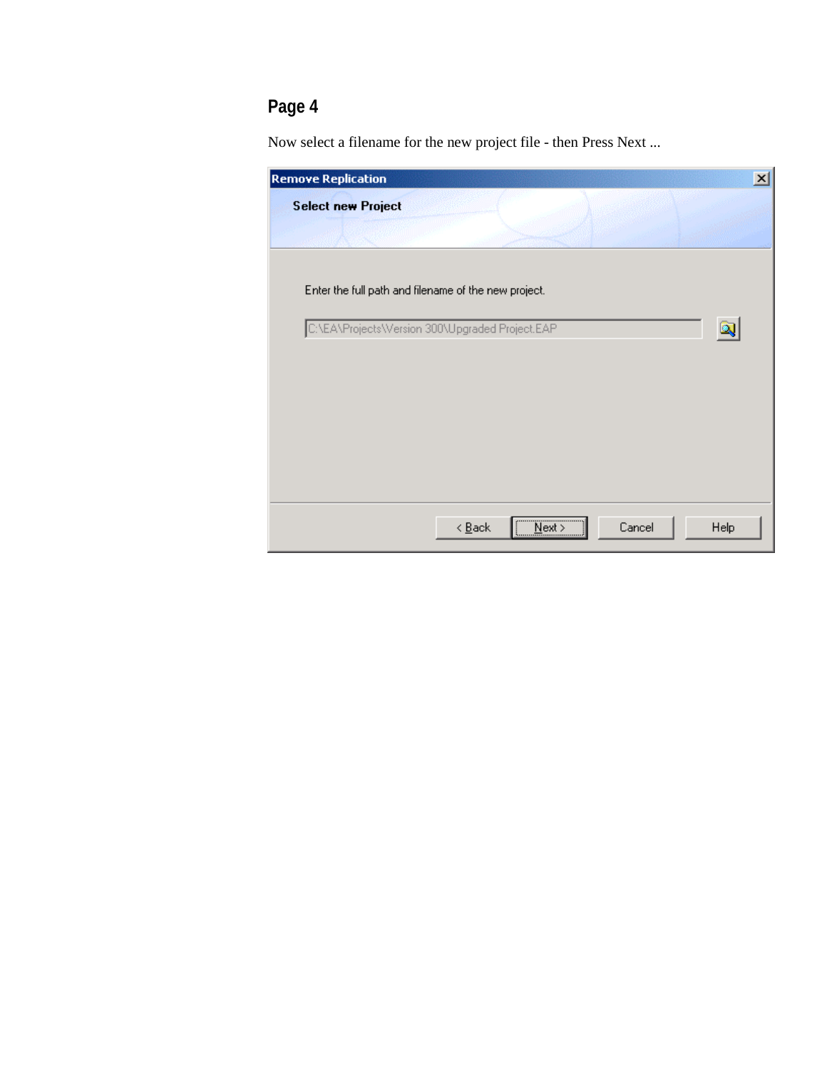## Page 4

Now select a filename for the new project file - then Press Next ...

**Remove Replication**

**Select new Project**

Enter the full path and filename of the new project.

C:\EA\Projects\Version 300\Upgraded Project.EAP

< Back | Next > | Cancel | Help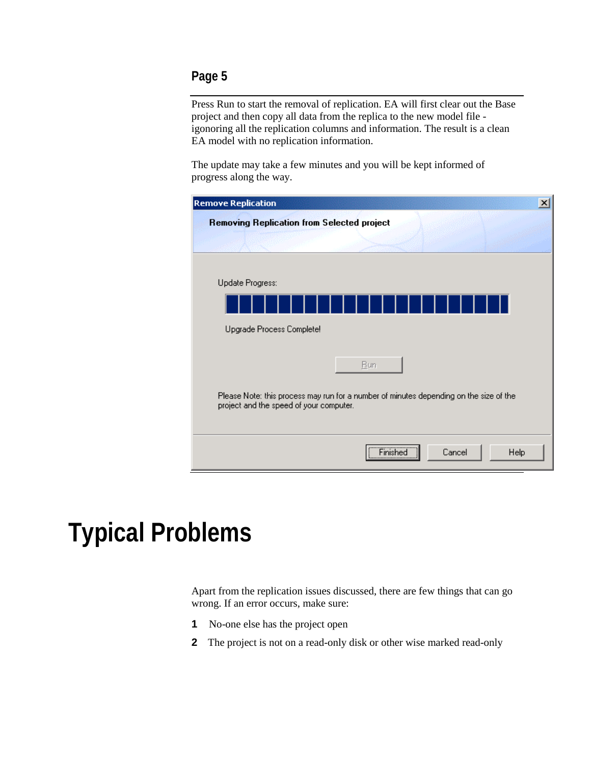### Page 5

Press Run to start the removal of replication. EA will first clear out the Base project and then copy all data from the replica to the new model file - igonoring all the replication columns and information. The result is a clean EA model with no replication information.

The update may take a few minutes and you will be kept informed of progress along the way.

# Typical Problems

Apart from the replication issues discussed, there are few things that can go wrong. If an error occurs, make sure:

1. No-one else has the project open
2. The project is not on a read-only disk or other wise marked read-only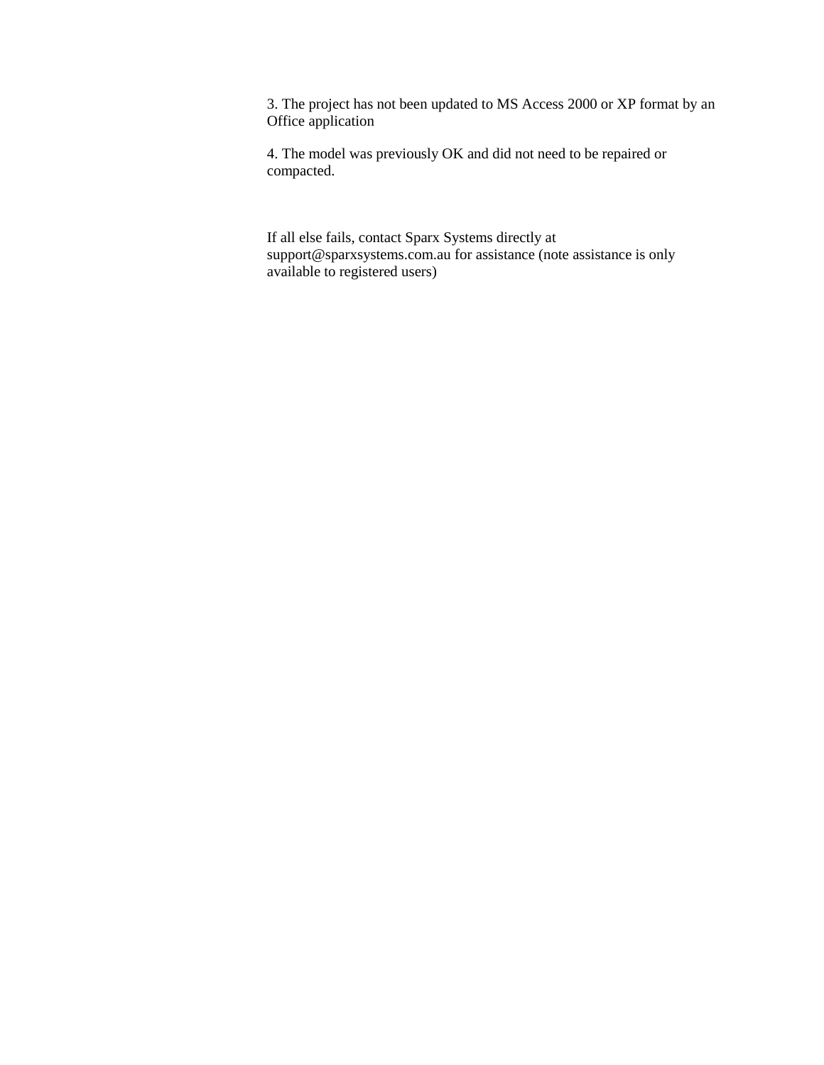3. The project has not been updated to MS Access 2000 or XP format by an Office application

4. The model was previously OK and did not need to be repaired or compacted.

If all else fails, contact Sparx Systems directly at support@sparxsystems.com.au for assistance (note assistance is only available to registered users)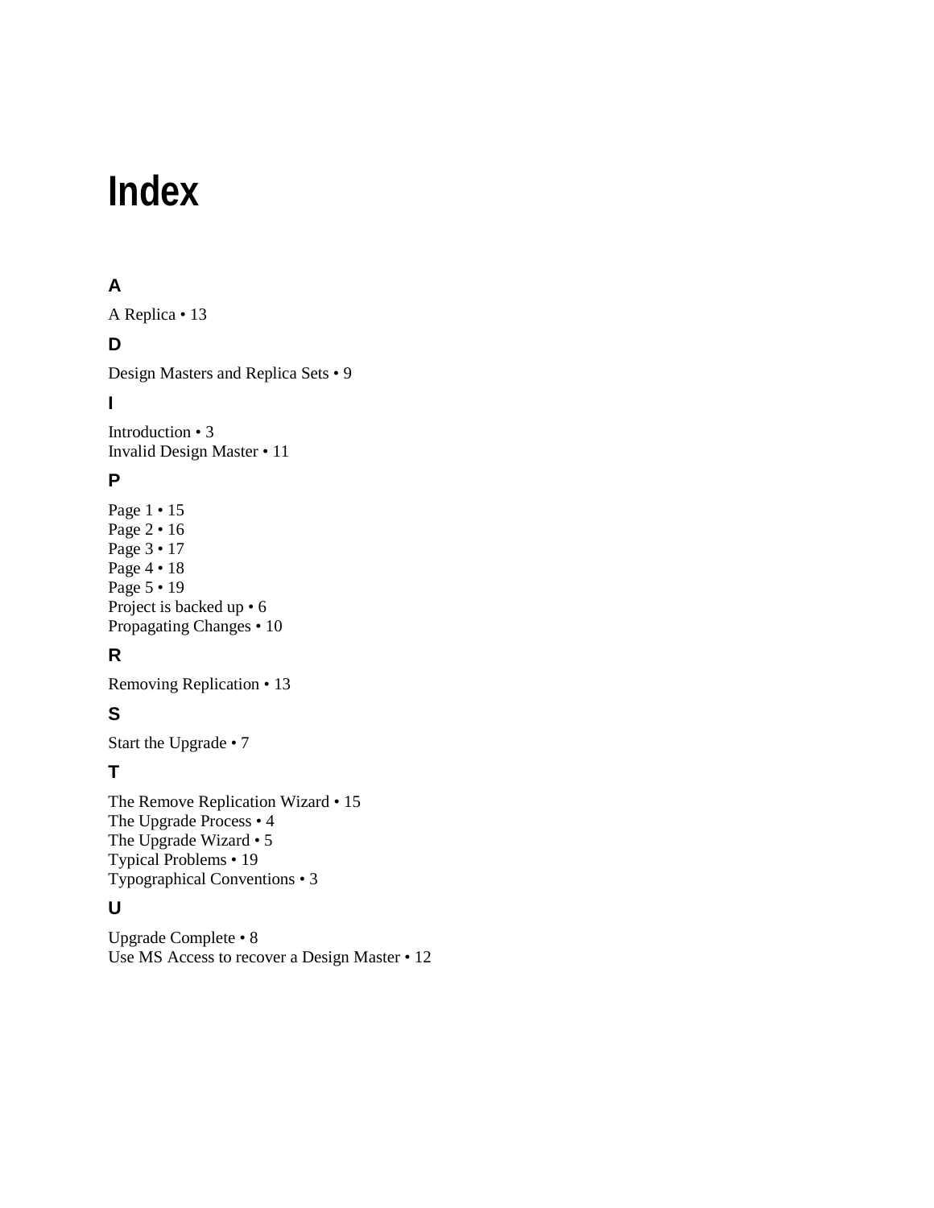# Index

### A

A Replica • 13

### D

Design Masters and Replica Sets • 9

### I

Introduction • 3
Invalid Design Master • 11

### P

Page 1 • 15
Page 2 • 16
Page 3 • 17
Page 4 • 18
Page 5 • 19
Project is backed up • 6
Propagating Changes • 10

### R

Removing Replication • 13

### S

Start the Upgrade • 7

### T

The Remove Replication Wizard • 15
The Upgrade Process • 4
The Upgrade Wizard • 5
Typical Problems • 19
Typographical Conventions • 3

### U

Upgrade Complete • 8
Use MS Access to recover a Design Master • 12